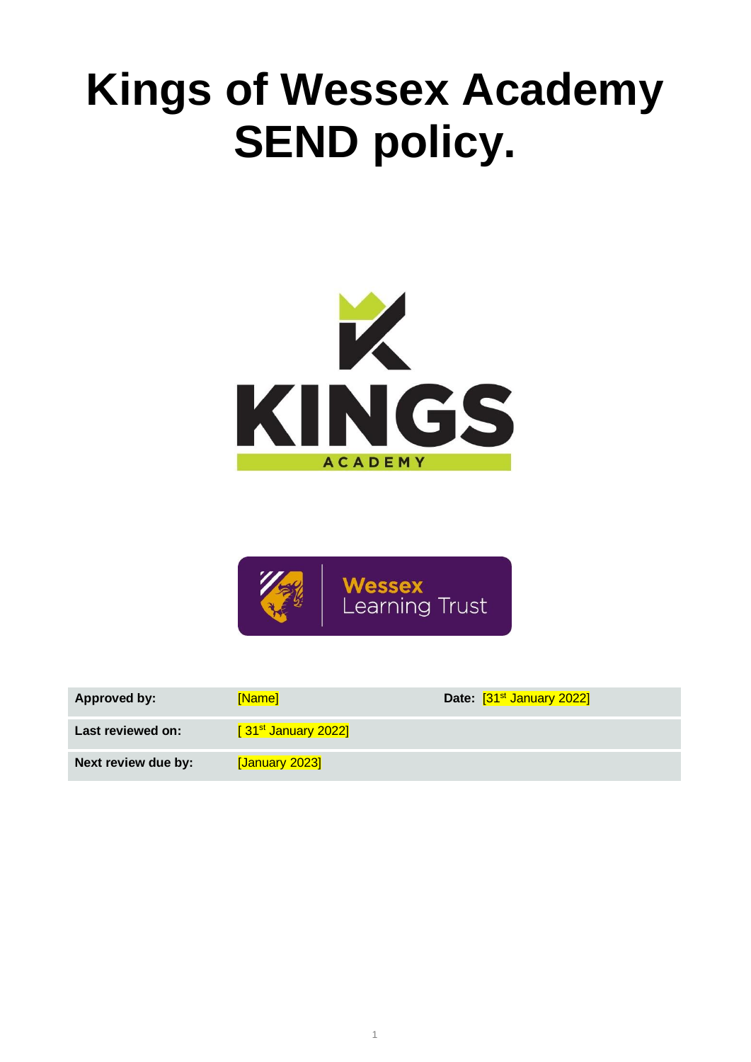# Kings of Wessex Academy SEND policy.

| | | |
|---|---|---|
| **Approved by:** | [Name] | **Date:** [31st January 2022] |
| **Last reviewed on:** | [ 31st January 2022] | |
| **Next review due by:** | [January 2023] | |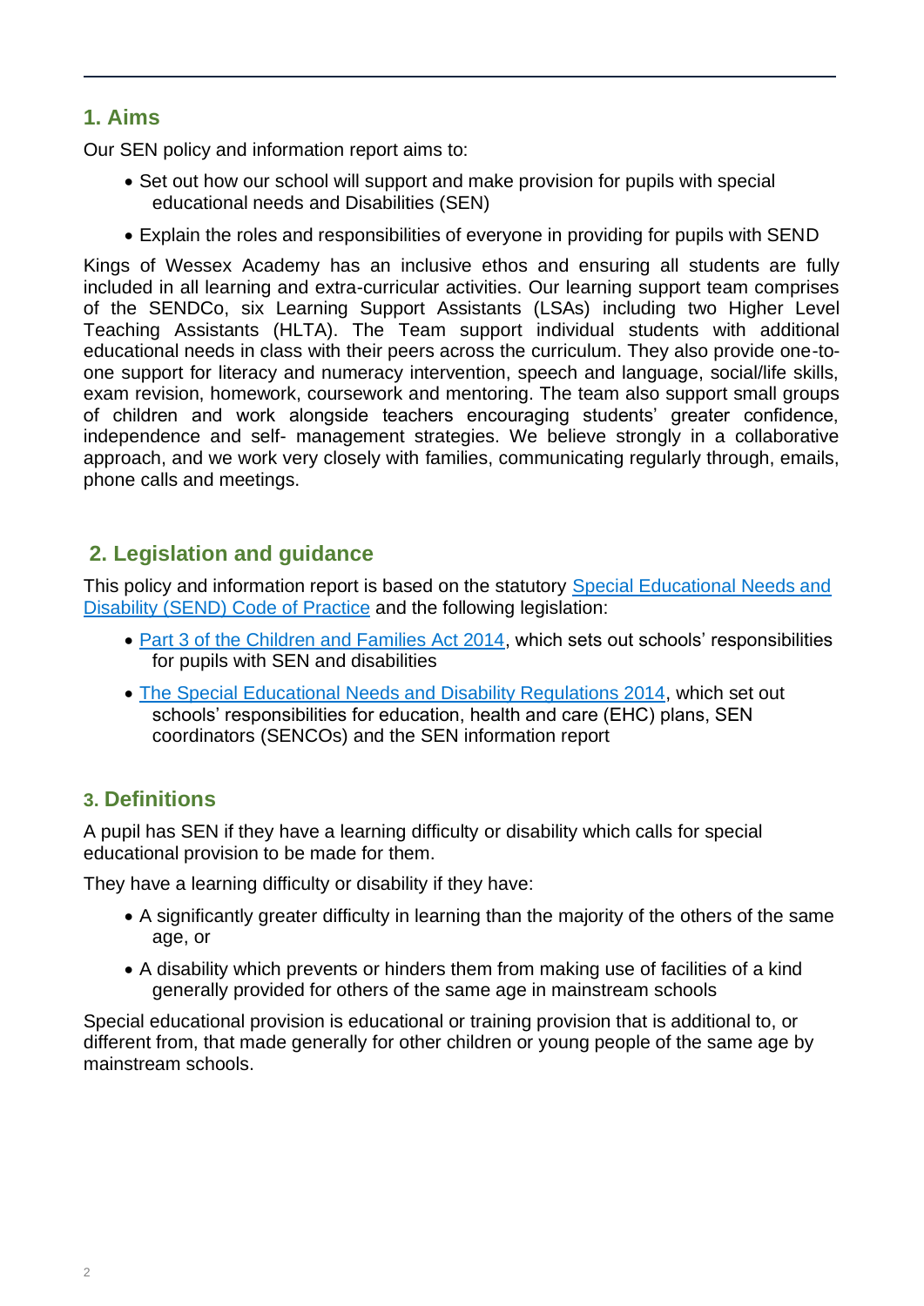## 1. Aims

Our SEN policy and information report aims to:

- Set out how our school will support and make provision for pupils with special educational needs and Disabilities (SEN)
- Explain the roles and responsibilities of everyone in providing for pupils with SEND

Kings of Wessex Academy has an inclusive ethos and ensuring all students are fully included in all learning and extra-curricular activities. Our learning support team comprises of the SENDCo, six Learning Support Assistants (LSAs) including two Higher Level Teaching Assistants (HLTA). The Team support individual students with additional educational needs in class with their peers across the curriculum. They also provide one-to-one support for literacy and numeracy intervention, speech and language, social/life skills, exam revision, homework, coursework and mentoring. The team also support small groups of children and work alongside teachers encouraging students' greater confidence, independence and self- management strategies. We believe strongly in a collaborative approach, and we work very closely with families, communicating regularly through, emails, phone calls and meetings.

## 2. Legislation and guidance

This policy and information report is based on the statutory Special Educational Needs and Disability (SEND) Code of Practice and the following legislation:

- Part 3 of the Children and Families Act 2014, which sets out schools' responsibilities for pupils with SEN and disabilities
- The Special Educational Needs and Disability Regulations 2014, which set out schools' responsibilities for education, health and care (EHC) plans, SEN coordinators (SENCOs) and the SEN information report

## 3. Definitions

A pupil has SEN if they have a learning difficulty or disability which calls for special educational provision to be made for them.

They have a learning difficulty or disability if they have:

- A significantly greater difficulty in learning than the majority of the others of the same age, or
- A disability which prevents or hinders them from making use of facilities of a kind generally provided for others of the same age in mainstream schools

Special educational provision is educational or training provision that is additional to, or different from, that made generally for other children or young people of the same age by mainstream schools.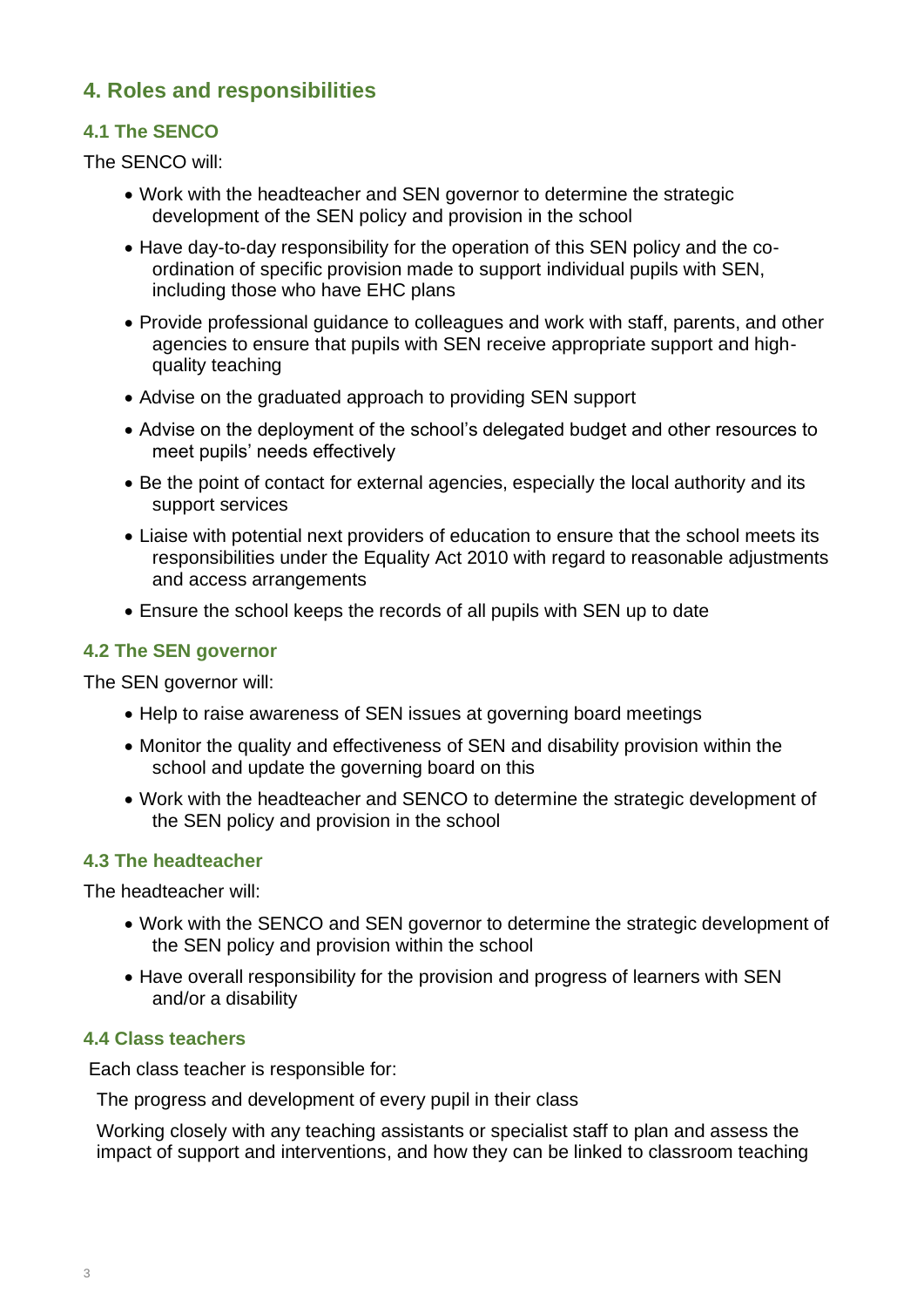## 4. Roles and responsibilities

### 4.1 The SENCO

The SENCO will:

- Work with the headteacher and SEN governor to determine the strategic development of the SEN policy and provision in the school
- Have day-to-day responsibility for the operation of this SEN policy and the co-ordination of specific provision made to support individual pupils with SEN, including those who have EHC plans
- Provide professional guidance to colleagues and work with staff, parents, and other agencies to ensure that pupils with SEN receive appropriate support and high-quality teaching
- Advise on the graduated approach to providing SEN support
- Advise on the deployment of the school's delegated budget and other resources to meet pupils' needs effectively
- Be the point of contact for external agencies, especially the local authority and its support services
- Liaise with potential next providers of education to ensure that the school meets its responsibilities under the Equality Act 2010 with regard to reasonable adjustments and access arrangements
- Ensure the school keeps the records of all pupils with SEN up to date

### 4.2 The SEN governor

The SEN governor will:

- Help to raise awareness of SEN issues at governing board meetings
- Monitor the quality and effectiveness of SEN and disability provision within the school and update the governing board on this
- Work with the headteacher and SENCO to determine the strategic development of the SEN policy and provision in the school

### 4.3 The headteacher

The headteacher will:

- Work with the SENCO and SEN governor to determine the strategic development of the SEN policy and provision within the school
- Have overall responsibility for the provision and progress of learners with SEN and/or a disability

### 4.4 Class teachers

Each class teacher is responsible for:

The progress and development of every pupil in their class

Working closely with any teaching assistants or specialist staff to plan and assess the impact of support and interventions, and how they can be linked to classroom teaching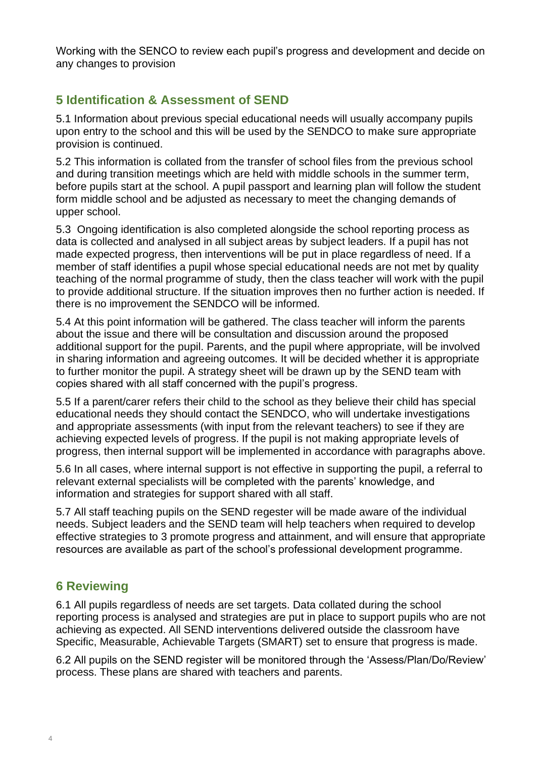Working with the SENCO to review each pupil's progress and development and decide on any changes to provision

## 5 Identification & Assessment of SEND

5.1 Information about previous special educational needs will usually accompany pupils upon entry to the school and this will be used by the SENDCO to make sure appropriate provision is continued.

5.2 This information is collated from the transfer of school files from the previous school and during transition meetings which are held with middle schools in the summer term, before pupils start at the school. A pupil passport and learning plan will follow the student form middle school and be adjusted as necessary to meet the changing demands of upper school.

5.3 Ongoing identification is also completed alongside the school reporting process as data is collected and analysed in all subject areas by subject leaders. If a pupil has not made expected progress, then interventions will be put in place regardless of need. If a member of staff identifies a pupil whose special educational needs are not met by quality teaching of the normal programme of study, then the class teacher will work with the pupil to provide additional structure. If the situation improves then no further action is needed. If there is no improvement the SENDCO will be informed.

5.4 At this point information will be gathered. The class teacher will inform the parents about the issue and there will be consultation and discussion around the proposed additional support for the pupil. Parents, and the pupil where appropriate, will be involved in sharing information and agreeing outcomes. It will be decided whether it is appropriate to further monitor the pupil. A strategy sheet will be drawn up by the SEND team with copies shared with all staff concerned with the pupil's progress.

5.5 If a parent/carer refers their child to the school as they believe their child has special educational needs they should contact the SENDCO, who will undertake investigations and appropriate assessments (with input from the relevant teachers) to see if they are achieving expected levels of progress. If the pupil is not making appropriate levels of progress, then internal support will be implemented in accordance with paragraphs above.

5.6 In all cases, where internal support is not effective in supporting the pupil, a referral to relevant external specialists will be completed with the parents' knowledge, and information and strategies for support shared with all staff.

5.7 All staff teaching pupils on the SEND regester will be made aware of the individual needs. Subject leaders and the SEND team will help teachers when required to develop effective strategies to 3 promote progress and attainment, and will ensure that appropriate resources are available as part of the school's professional development programme.

## 6 Reviewing

6.1 All pupils regardless of needs are set targets. Data collated during the school reporting process is analysed and strategies are put in place to support pupils who are not achieving as expected. All SEND interventions delivered outside the classroom have Specific, Measurable, Achievable Targets (SMART) set to ensure that progress is made.

6.2 All pupils on the SEND register will be monitored through the 'Assess/Plan/Do/Review' process. These plans are shared with teachers and parents.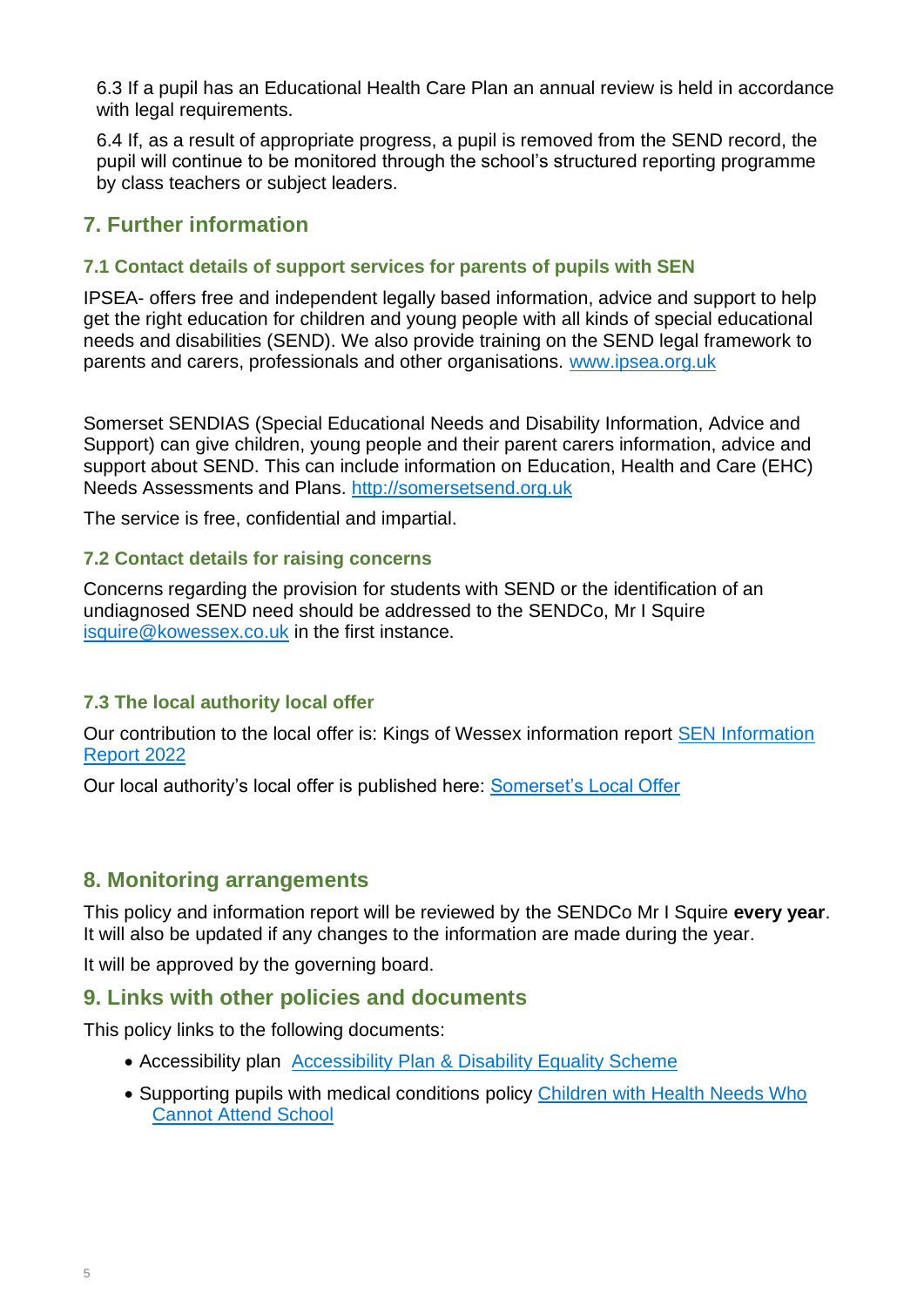6.3 If a pupil has an Educational Health Care Plan an annual review is held in accordance with legal requirements.

6.4 If, as a result of appropriate progress, a pupil is removed from the SEND record, the pupil will continue to be monitored through the school's structured reporting programme by class teachers or subject leaders.

## 7. Further information

### 7.1 Contact details of support services for parents of pupils with SEN

IPSEA- offers free and independent legally based information, advice and support to help get the right education for children and young people with all kinds of special educational needs and disabilities (SEND). We also provide training on the SEND legal framework to parents and carers, professionals and other organisations. [www.ipsea.org.uk](www.ipsea.org.uk)

Somerset SENDIAS (Special Educational Needs and Disability Information, Advice and Support) can give children, young people and their parent carers information, advice and support about SEND. This can include information on Education, Health and Care (EHC) Needs Assessments and Plans. [http://somersetsend.org.uk](http://somersetsend.org.uk)

The service is free, confidential and impartial.

### 7.2 Contact details for raising concerns

Concerns regarding the provision for students with SEND or the identification of an undiagnosed SEND need should be addressed to the SENDCo, Mr I Squire [isquire@kowessex.co.uk](mailto:isquire@kowessex.co.uk) in the first instance.

### 7.3 The local authority local offer

Our contribution to the local offer is: Kings of Wessex information report SEN Information Report 2022

Our local authority's local offer is published here: Somerset's Local Offer

## 8. Monitoring arrangements

This policy and information report will be reviewed by the SENDCo Mr I Squire **every year**. It will also be updated if any changes to the information are made during the year.

It will be approved by the governing board.

## 9. Links with other policies and documents

This policy links to the following documents:

- Accessibility plan Accessibility Plan & Disability Equality Scheme
- Supporting pupils with medical conditions policy Children with Health Needs Who Cannot Attend School